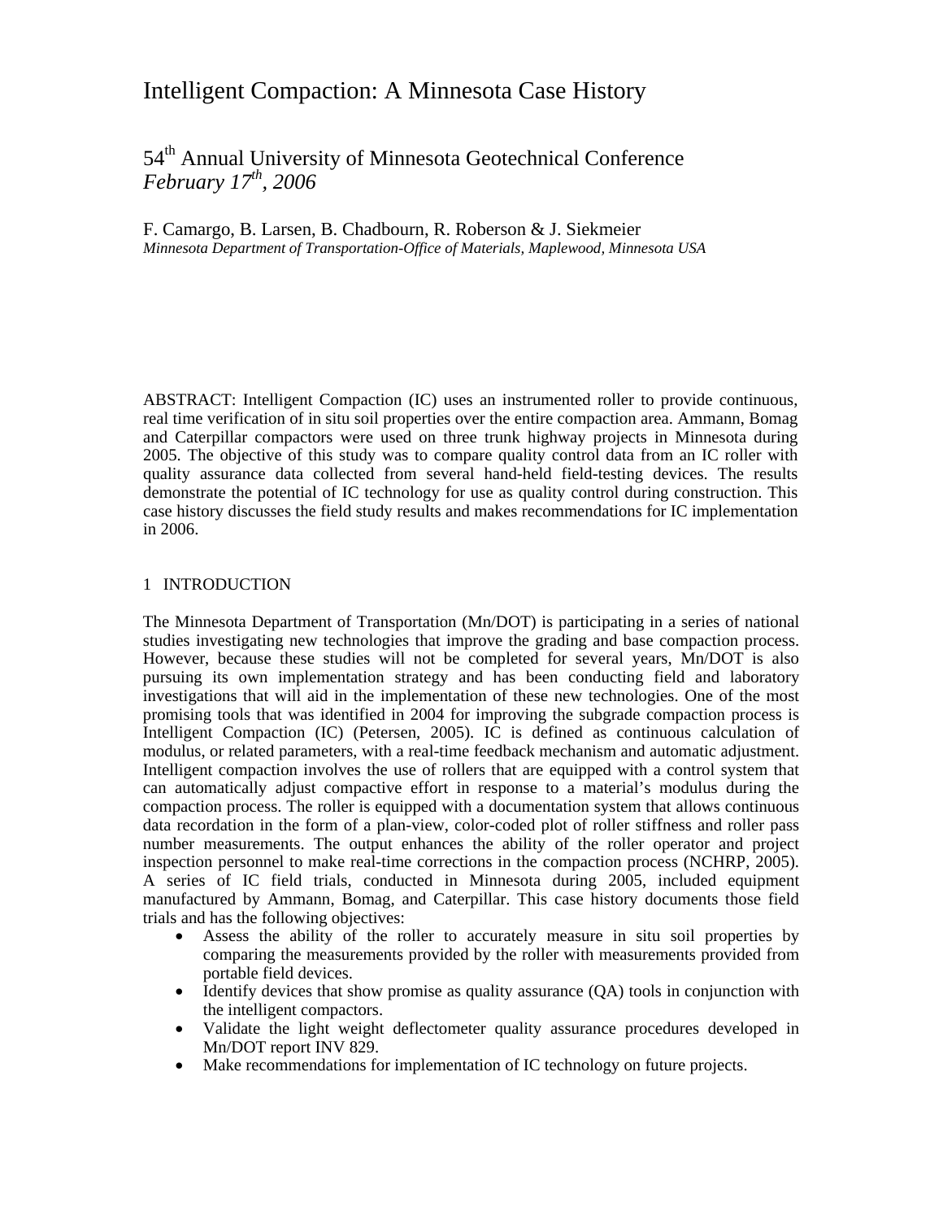# Intelligent Compaction: A Minnesota Case History

## 54th Annual University of Minnesota Geotechnical Conference
*February 17th, 2006*

F. Camargo, B. Larsen, B. Chadbourn, R. Roberson & J. Siekmeier
*Minnesota Department of Transportation-Office of Materials, Maplewood, Minnesota USA*

ABSTRACT: Intelligent Compaction (IC) uses an instrumented roller to provide continuous, real time verification of in situ soil properties over the entire compaction area. Ammann, Bomag and Caterpillar compactors were used on three trunk highway projects in Minnesota during 2005. The objective of this study was to compare quality control data from an IC roller with quality assurance data collected from several hand-held field-testing devices. The results demonstrate the potential of IC technology for use as quality control during construction. This case history discusses the field study results and makes recommendations for IC implementation in 2006.

## 1 INTRODUCTION

The Minnesota Department of Transportation (Mn/DOT) is participating in a series of national studies investigating new technologies that improve the grading and base compaction process. However, because these studies will not be completed for several years, Mn/DOT is also pursuing its own implementation strategy and has been conducting field and laboratory investigations that will aid in the implementation of these new technologies. One of the most promising tools that was identified in 2004 for improving the subgrade compaction process is Intelligent Compaction (IC) (Petersen, 2005). IC is defined as continuous calculation of modulus, or related parameters, with a real-time feedback mechanism and automatic adjustment. Intelligent compaction involves the use of rollers that are equipped with a control system that can automatically adjust compactive effort in response to a material's modulus during the compaction process. The roller is equipped with a documentation system that allows continuous data recordation in the form of a plan-view, color-coded plot of roller stiffness and roller pass number measurements. The output enhances the ability of the roller operator and project inspection personnel to make real-time corrections in the compaction process (NCHRP, 2005). A series of IC field trials, conducted in Minnesota during 2005, included equipment manufactured by Ammann, Bomag, and Caterpillar. This case history documents those field trials and has the following objectives:

- Assess the ability of the roller to accurately measure in situ soil properties by comparing the measurements provided by the roller with measurements provided from portable field devices.
- Identify devices that show promise as quality assurance (QA) tools in conjunction with the intelligent compactors.
- Validate the light weight deflectometer quality assurance procedures developed in Mn/DOT report INV 829.
- Make recommendations for implementation of IC technology on future projects.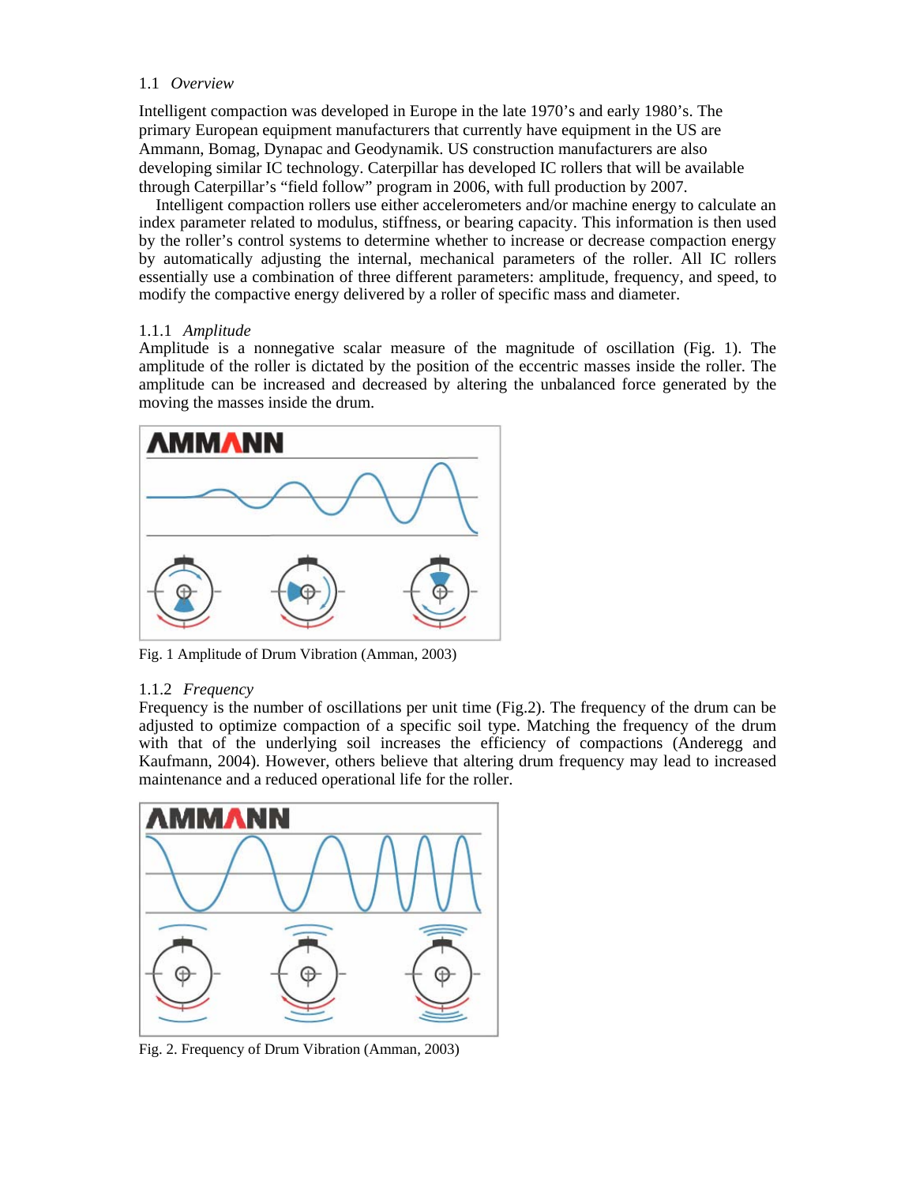### 1.1 *Overview*

Intelligent compaction was developed in Europe in the late 1970's and early 1980's. The primary European equipment manufacturers that currently have equipment in the US are Ammann, Bomag, Dynapac and Geodynamik. US construction manufacturers are also developing similar IC technology. Caterpillar has developed IC rollers that will be available through Caterpillar's "field follow" program in 2006, with full production by 2007.

Intelligent compaction rollers use either accelerometers and/or machine energy to calculate an index parameter related to modulus, stiffness, or bearing capacity. This information is then used by the roller's control systems to determine whether to increase or decrease compaction energy by automatically adjusting the internal, mechanical parameters of the roller. All IC rollers essentially use a combination of three different parameters: amplitude, frequency, and speed, to modify the compactive energy delivered by a roller of specific mass and diameter.

#### 1.1.1 *Amplitude*

Amplitude is a nonnegative scalar measure of the magnitude of oscillation (Fig. 1). The amplitude of the roller is dictated by the position of the eccentric masses inside the roller. The amplitude can be increased and decreased by altering the unbalanced force generated by the moving the masses inside the drum.

Fig. 1 Amplitude of Drum Vibration (Amman, 2003)

#### 1.1.2 *Frequency*

Frequency is the number of oscillations per unit time (Fig.2). The frequency of the drum can be adjusted to optimize compaction of a specific soil type. Matching the frequency of the drum with that of the underlying soil increases the efficiency of compactions (Anderegg and Kaufmann, 2004). However, others believe that altering drum frequency may lead to increased maintenance and a reduced operational life for the roller.

Fig. 2. Frequency of Drum Vibration (Amman, 2003)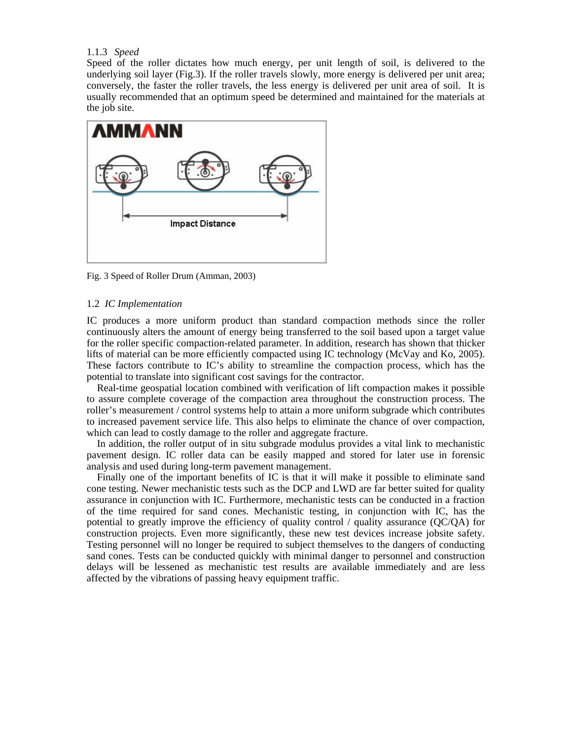### 1.1.3 *Speed*

Speed of the roller dictates how much energy, per unit length of soil, is delivered to the underlying soil layer (Fig.3). If the roller travels slowly, more energy is delivered per unit area; conversely, the faster the roller travels, the less energy is delivered per unit area of soil. It is usually recommended that an optimum speed be determined and maintained for the materials at the job site.

Fig. 3 Speed of Roller Drum (Amman, 2003)

## 1.2 *IC Implementation*

IC produces a more uniform product than standard compaction methods since the roller continuously alters the amount of energy being transferred to the soil based upon a target value for the roller specific compaction-related parameter. In addition, research has shown that thicker lifts of material can be more efficiently compacted using IC technology (McVay and Ko, 2005). These factors contribute to IC's ability to streamline the compaction process, which has the potential to translate into significant cost savings for the contractor.

Real-time geospatial location combined with verification of lift compaction makes it possible to assure complete coverage of the compaction area throughout the construction process. The roller's measurement / control systems help to attain a more uniform subgrade which contributes to increased pavement service life. This also helps to eliminate the chance of over compaction, which can lead to costly damage to the roller and aggregate fracture.

In addition, the roller output of in situ subgrade modulus provides a vital link to mechanistic pavement design. IC roller data can be easily mapped and stored for later use in forensic analysis and used during long-term pavement management.

Finally one of the important benefits of IC is that it will make it possible to eliminate sand cone testing. Newer mechanistic tests such as the DCP and LWD are far better suited for quality assurance in conjunction with IC. Furthermore, mechanistic tests can be conducted in a fraction of the time required for sand cones. Mechanistic testing, in conjunction with IC, has the potential to greatly improve the efficiency of quality control / quality assurance (QC/QA) for construction projects. Even more significantly, these new test devices increase jobsite safety. Testing personnel will no longer be required to subject themselves to the dangers of conducting sand cones. Tests can be conducted quickly with minimal danger to personnel and construction delays will be lessened as mechanistic test results are available immediately and are less affected by the vibrations of passing heavy equipment traffic.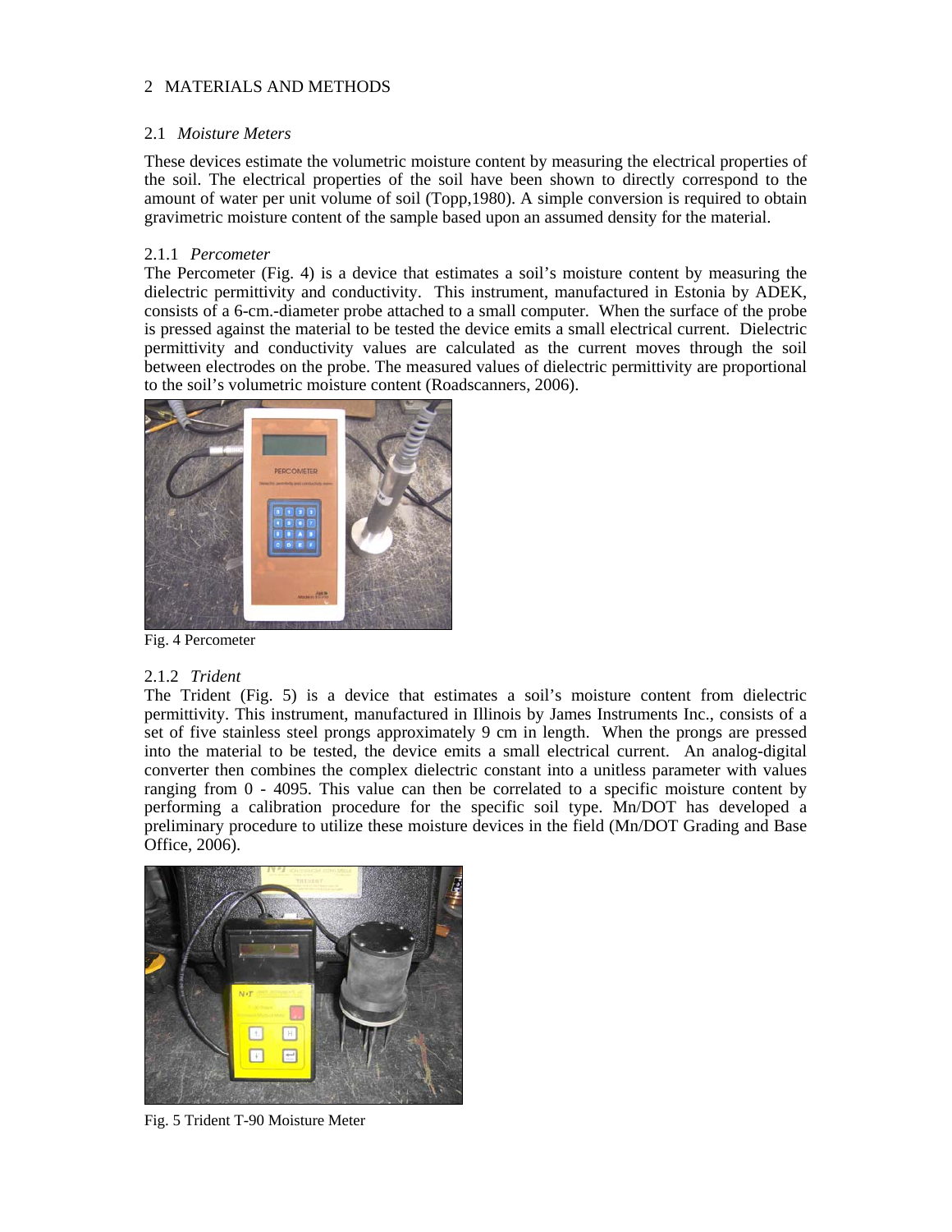## 2 MATERIALS AND METHODS

### 2.1 *Moisture Meters*

These devices estimate the volumetric moisture content by measuring the electrical properties of the soil. The electrical properties of the soil have been shown to directly correspond to the amount of water per unit volume of soil (Topp,1980). A simple conversion is required to obtain gravimetric moisture content of the sample based upon an assumed density for the material.

#### 2.1.1 *Percometer*

The Percometer (Fig. 4) is a device that estimates a soil's moisture content by measuring the dielectric permittivity and conductivity. This instrument, manufactured in Estonia by ADEK, consists of a 6-cm.-diameter probe attached to a small computer. When the surface of the probe is pressed against the material to be tested the device emits a small electrical current. Dielectric permittivity and conductivity values are calculated as the current moves through the soil between electrodes on the probe. The measured values of dielectric permittivity are proportional to the soil's volumetric moisture content (Roadscanners, 2006).

Fig. 4 Percometer

#### 2.1.2 *Trident*

The Trident (Fig. 5) is a device that estimates a soil's moisture content from dielectric permittivity. This instrument, manufactured in Illinois by James Instruments Inc., consists of a set of five stainless steel prongs approximately 9 cm in length. When the prongs are pressed into the material to be tested, the device emits a small electrical current. An analog-digital converter then combines the complex dielectric constant into a unitless parameter with values ranging from 0 - 4095. This value can then be correlated to a specific moisture content by performing a calibration procedure for the specific soil type. Mn/DOT has developed a preliminary procedure to utilize these moisture devices in the field (Mn/DOT Grading and Base Office, 2006).

Fig. 5 Trident T-90 Moisture Meter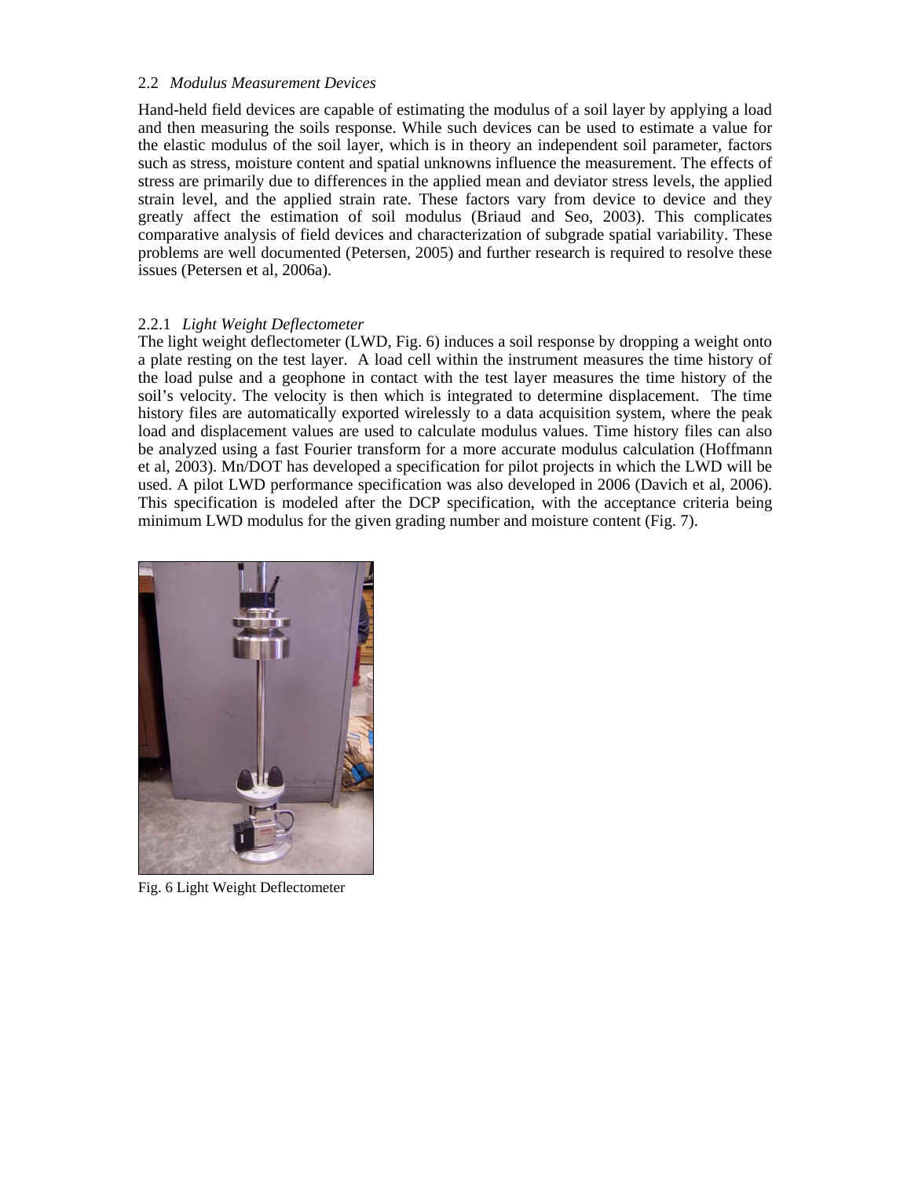### 2.2 *Modulus Measurement Devices*

Hand-held field devices are capable of estimating the modulus of a soil layer by applying a load and then measuring the soils response. While such devices can be used to estimate a value for the elastic modulus of the soil layer, which is in theory an independent soil parameter, factors such as stress, moisture content and spatial unknowns influence the measurement. The effects of stress are primarily due to differences in the applied mean and deviator stress levels, the applied strain level, and the applied strain rate. These factors vary from device to device and they greatly affect the estimation of soil modulus (Briaud and Seo, 2003). This complicates comparative analysis of field devices and characterization of subgrade spatial variability. These problems are well documented (Petersen, 2005) and further research is required to resolve these issues (Petersen et al, 2006a).

#### 2.2.1 *Light Weight Deflectometer*

The light weight deflectometer (LWD, Fig. 6) induces a soil response by dropping a weight onto a plate resting on the test layer. A load cell within the instrument measures the time history of the load pulse and a geophone in contact with the test layer measures the time history of the soil's velocity. The velocity is then which is integrated to determine displacement. The time history files are automatically exported wirelessly to a data acquisition system, where the peak load and displacement values are used to calculate modulus values. Time history files can also be analyzed using a fast Fourier transform for a more accurate modulus calculation (Hoffmann et al, 2003). Mn/DOT has developed a specification for pilot projects in which the LWD will be used. A pilot LWD performance specification was also developed in 2006 (Davich et al, 2006). This specification is modeled after the DCP specification, with the acceptance criteria being minimum LWD modulus for the given grading number and moisture content (Fig. 7).

Fig. 6 Light Weight Deflectometer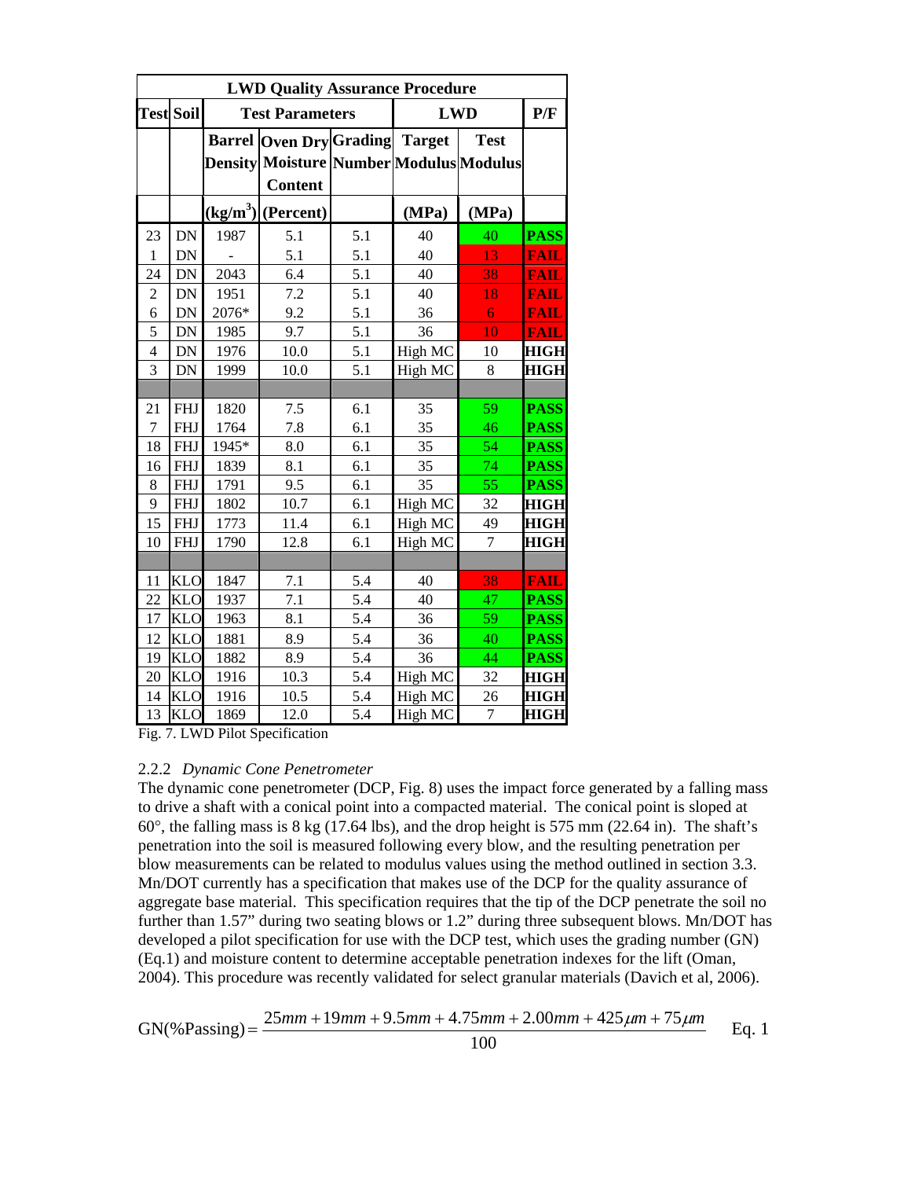| LWD Quality Assurance Procedure | | | | | | | |
|---|---|---|---|---|---|---|---|
| Test | Soil | Test Parameters | | | LWD | | P/F |
| | | Barrel Density | Oven Dry Moisture Content | Grading Number | Target Modulus | Test Modulus | |
| | | (kg/m$^3$) | (Percent) | | (MPa) | (MPa) | |
| 23 | DN | 1987 | 5.1 | 5.1 | 40 | 40 | PASS |
| 1 | DN | - | 5.1 | 5.1 | 40 | 13 | FAIL |
| 24 | DN | 2043 | 6.4 | 5.1 | 40 | 38 | FAIL |
| 2 | DN | 1951 | 7.2 | 5.1 | 40 | 18 | FAIL |
| 6 | DN | 2076* | 9.2 | 5.1 | 36 | 6 | FAIL |
| 5 | DN | 1985 | 9.7 | 5.1 | 36 | 10 | FAIL |
| 4 | DN | 1976 | 10.0 | 5.1 | High MC | 10 | HIGH |
| 3 | DN | 1999 | 10.0 | 5.1 | High MC | 8 | HIGH |
| | | | | | | | |
| 21 | FHJ | 1820 | 7.5 | 6.1 | 35 | 59 | PASS |
| 7 | FHJ | 1764 | 7.8 | 6.1 | 35 | 46 | PASS |
| 18 | FHJ | 1945* | 8.0 | 6.1 | 35 | 54 | PASS |
| 16 | FHJ | 1839 | 8.1 | 6.1 | 35 | 74 | PASS |
| 8 | FHJ | 1791 | 9.5 | 6.1 | 35 | 55 | PASS |
| 9 | FHJ | 1802 | 10.7 | 6.1 | High MC | 32 | HIGH |
| 15 | FHJ | 1773 | 11.4 | 6.1 | High MC | 49 | HIGH |
| 10 | FHJ | 1790 | 12.8 | 6.1 | High MC | 7 | HIGH |
| | | | | | | | |
| 11 | KLO | 1847 | 7.1 | 5.4 | 40 | 38 | FAIL |
| 22 | KLO | 1937 | 7.1 | 5.4 | 40 | 47 | PASS |
| 17 | KLO | 1963 | 8.1 | 5.4 | 36 | 59 | PASS |
| 12 | KLO | 1881 | 8.9 | 5.4 | 36 | 40 | PASS |
| 19 | KLO | 1882 | 8.9 | 5.4 | 36 | 44 | PASS |
| 20 | KLO | 1916 | 10.3 | 5.4 | High MC | 32 | HIGH |
| 14 | KLO | 1916 | 10.5 | 5.4 | High MC | 26 | HIGH |
| 13 | KLO | 1869 | 12.0 | 5.4 | High MC | 7 | HIGH |

Fig. 7. LWD Pilot Specification

### 2.2.2 *Dynamic Cone Penetrometer*

The dynamic cone penetrometer (DCP, Fig. 8) uses the impact force generated by a falling mass to drive a shaft with a conical point into a compacted material. The conical point is sloped at 60°, the falling mass is 8 kg (17.64 lbs), and the drop height is 575 mm (22.64 in). The shaft's penetration into the soil is measured following every blow, and the resulting penetration per blow measurements can be related to modulus values using the method outlined in section 3.3. Mn/DOT currently has a specification that makes use of the DCP for the quality assurance of aggregate base material. This specification requires that the tip of the DCP penetrate the soil no further than 1.57" during two seating blows or 1.2" during three subsequent blows. Mn/DOT has developed a pilot specification for use with the DCP test, which uses the grading number (GN) (Eq.1) and moisture content to determine acceptable penetration indexes for the lift (Oman, 2004). This procedure was recently validated for select granular materials (Davich et al, 2006).

$$\text{GN(\%Passing)} = \frac{25mm + 19mm + 9.5mm + 4.75mm + 2.00mm + 425\mu m + 75\mu m}{100} \quad \text{Eq. 1}$$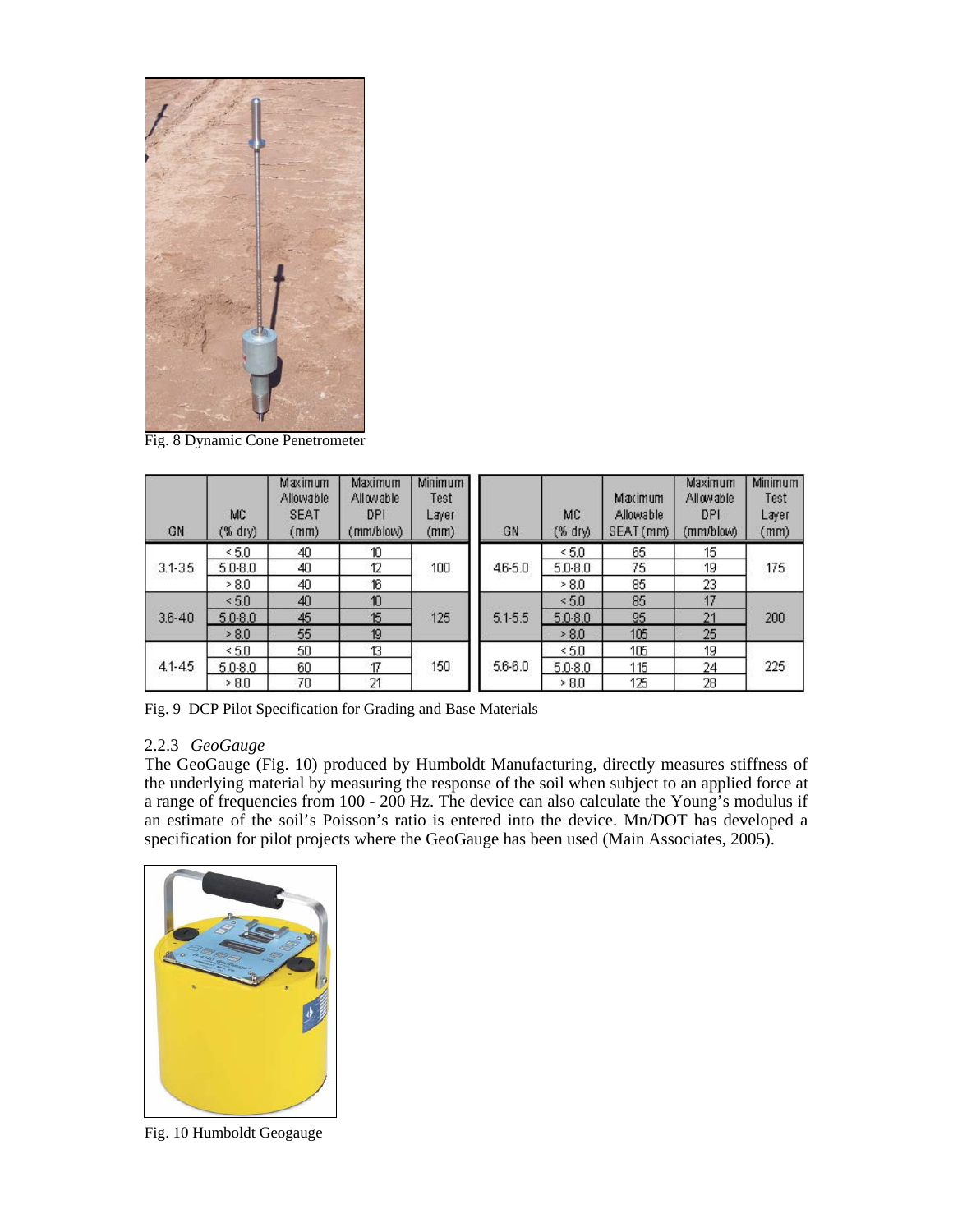Fig. 8 Dynamic Cone Penetrometer

| GN | MC (% dry) | Maximum Allowable SEAT (mm) | Maximum Allowable DPI (mm/blow) | Minimum Test Layer (mm) | GN | MC (% dry) | Maximum Allowable SEAT (mm) | Maximum Allowable DPI (mm/blow) | Minimum Test Layer (mm) |
|---|---|---|---|---|---|---|---|---|---|
| 3.1-3.5 | < 5.0 | 40 | 10 | 100 | 4.6-5.0 | < 5.0 | 65 | 15 | 175 |
| | 5.0-8.0 | 40 | 12 | | | 5.0-8.0 | 75 | 19 | |
| | > 8.0 | 40 | 16 | | | > 8.0 | 85 | 23 | |
| 3.6-4.0 | < 5.0 | 40 | 10 | 125 | 5.1-5.5 | < 5.0 | 85 | 17 | 200 |
| | 5.0-8.0 | 45 | 15 | | | 5.0-8.0 | 95 | 21 | |
| | > 8.0 | 55 | 19 | | | > 8.0 | 105 | 25 | |
| 4.1-4.5 | < 5.0 | 50 | 13 | 150 | 5.6-6.0 | < 5.0 | 105 | 19 | 225 |
| | 5.0-8.0 | 60 | 17 | | | 5.0-8.0 | 115 | 24 | |
| | > 8.0 | 70 | 21 | | | > 8.0 | 125 | 28 | |

Fig. 9 DCP Pilot Specification for Grading and Base Materials

### 2.2.3 *GeoGauge*

The GeoGauge (Fig. 10) produced by Humboldt Manufacturing, directly measures stiffness of the underlying material by measuring the response of the soil when subject to an applied force at a range of frequencies from 100 - 200 Hz. The device can also calculate the Young's modulus if an estimate of the soil's Poisson's ratio is entered into the device. Mn/DOT has developed a specification for pilot projects where the GeoGauge has been used (Main Associates, 2005).

Fig. 10 Humboldt Geogauge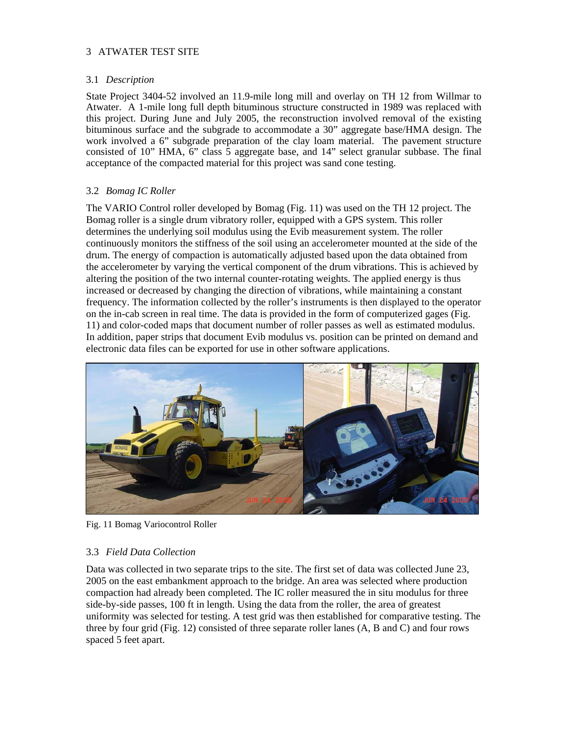## 3 ATWATER TEST SITE

### 3.1 *Description*

State Project 3404-52 involved an 11.9-mile long mill and overlay on TH 12 from Willmar to Atwater. A 1-mile long full depth bituminous structure constructed in 1989 was replaced with this project. During June and July 2005, the reconstruction involved removal of the existing bituminous surface and the subgrade to accommodate a 30" aggregate base/HMA design. The work involved a 6" subgrade preparation of the clay loam material. The pavement structure consisted of 10" HMA, 6" class 5 aggregate base, and 14" select granular subbase. The final acceptance of the compacted material for this project was sand cone testing.

### 3.2 *Bomag IC Roller*

The VARIO Control roller developed by Bomag (Fig. 11) was used on the TH 12 project. The Bomag roller is a single drum vibratory roller, equipped with a GPS system. This roller determines the underlying soil modulus using the Evib measurement system. The roller continuously monitors the stiffness of the soil using an accelerometer mounted at the side of the drum. The energy of compaction is automatically adjusted based upon the data obtained from the accelerometer by varying the vertical component of the drum vibrations. This is achieved by altering the position of the two internal counter-rotating weights. The applied energy is thus increased or decreased by changing the direction of vibrations, while maintaining a constant frequency. The information collected by the roller's instruments is then displayed to the operator on the in-cab screen in real time. The data is provided in the form of computerized gages (Fig. 11) and color-coded maps that document number of roller passes as well as estimated modulus. In addition, paper strips that document Evib modulus vs. position can be printed on demand and electronic data files can be exported for use in other software applications.

Fig. 11 Bomag Variocontrol Roller

### 3.3 *Field Data Collection*

Data was collected in two separate trips to the site. The first set of data was collected June 23, 2005 on the east embankment approach to the bridge. An area was selected where production compaction had already been completed. The IC roller measured the in situ modulus for three side-by-side passes, 100 ft in length. Using the data from the roller, the area of greatest uniformity was selected for testing. A test grid was then established for comparative testing. The three by four grid (Fig. 12) consisted of three separate roller lanes (A, B and C) and four rows spaced 5 feet apart.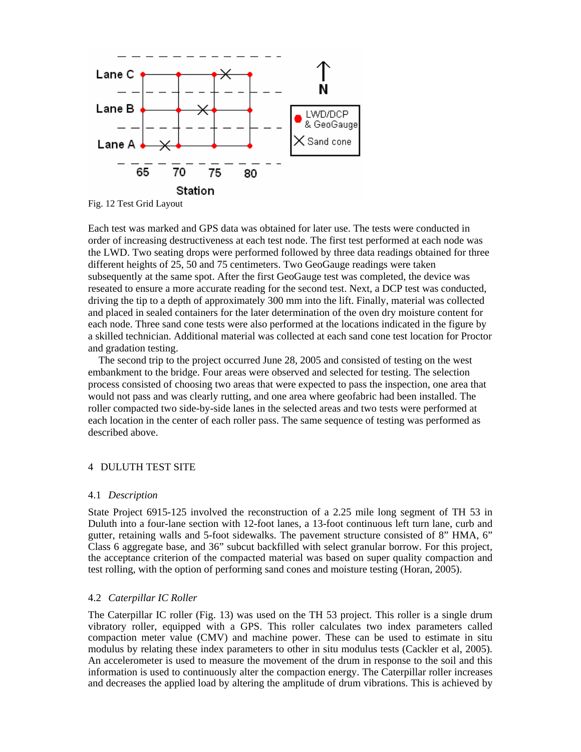Fig. 12 Test Grid Layout

Each test was marked and GPS data was obtained for later use. The tests were conducted in order of increasing destructiveness at each test node. The first test performed at each node was the LWD. Two seating drops were performed followed by three data readings obtained for three different heights of 25, 50 and 75 centimeters. Two GeoGauge readings were taken subsequently at the same spot. After the first GeoGauge test was completed, the device was reseated to ensure a more accurate reading for the second test. Next, a DCP test was conducted, driving the tip to a depth of approximately 300 mm into the lift. Finally, material was collected and placed in sealed containers for the later determination of the oven dry moisture content for each node. Three sand cone tests were also performed at the locations indicated in the figure by a skilled technician. Additional material was collected at each sand cone test location for Proctor and gradation testing.

The second trip to the project occurred June 28, 2005 and consisted of testing on the west embankment to the bridge. Four areas were observed and selected for testing. The selection process consisted of choosing two areas that were expected to pass the inspection, one area that would not pass and was clearly rutting, and one area where geofabric had been installed. The roller compacted two side-by-side lanes in the selected areas and two tests were performed at each location in the center of each roller pass. The same sequence of testing was performed as described above.

## 4 DULUTH TEST SITE

### 4.1 *Description*

State Project 6915-125 involved the reconstruction of a 2.25 mile long segment of TH 53 in Duluth into a four-lane section with 12-foot lanes, a 13-foot continuous left turn lane, curb and gutter, retaining walls and 5-foot sidewalks. The pavement structure consisted of 8" HMA, 6" Class 6 aggregate base, and 36" subcut backfilled with select granular borrow. For this project, the acceptance criterion of the compacted material was based on super quality compaction and test rolling, with the option of performing sand cones and moisture testing (Horan, 2005).

### 4.2 *Caterpillar IC Roller*

The Caterpillar IC roller (Fig. 13) was used on the TH 53 project. This roller is a single drum vibratory roller, equipped with a GPS. This roller calculates two index parameters called compaction meter value (CMV) and machine power. These can be used to estimate in situ modulus by relating these index parameters to other in situ modulus tests (Cackler et al, 2005). An accelerometer is used to measure the movement of the drum in response to the soil and this information is used to continuously alter the compaction energy. The Caterpillar roller increases and decreases the applied load by altering the amplitude of drum vibrations. This is achieved by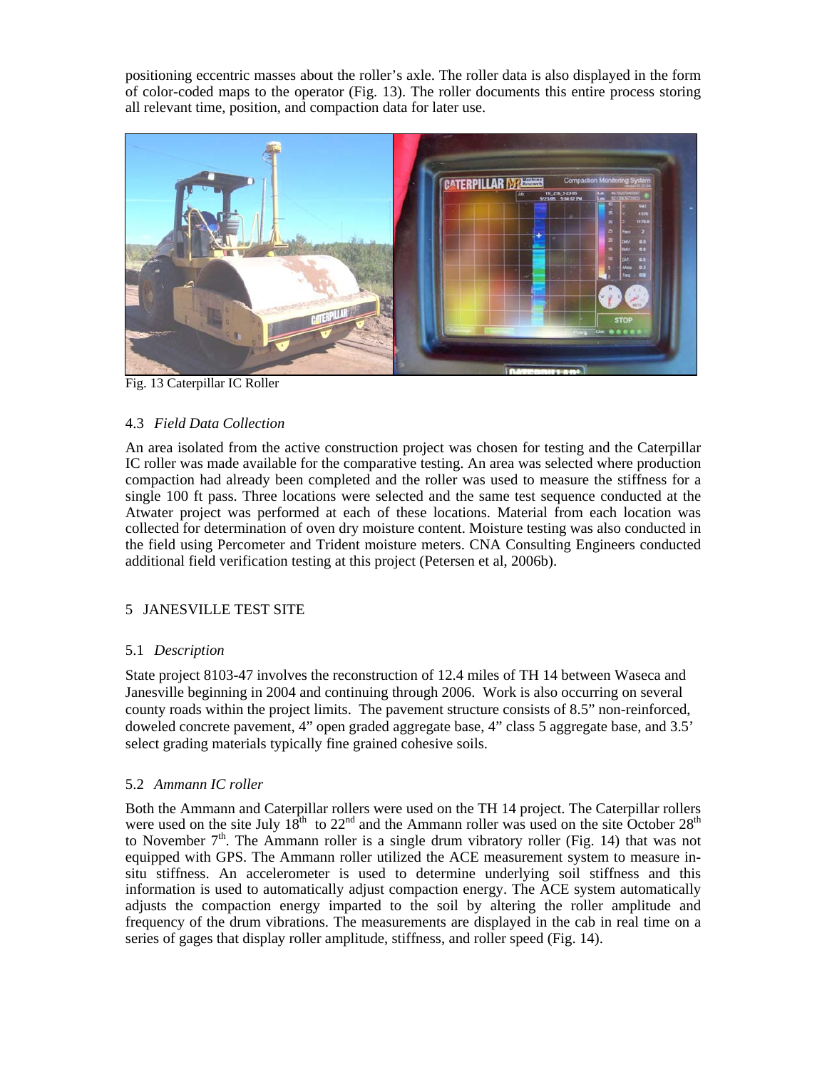positioning eccentric masses about the roller's axle. The roller data is also displayed in the form of color-coded maps to the operator (Fig. 13). The roller documents this entire process storing all relevant time, position, and compaction data for later use.

Fig. 13 Caterpillar IC Roller

### 4.3 *Field Data Collection*

An area isolated from the active construction project was chosen for testing and the Caterpillar IC roller was made available for the comparative testing. An area was selected where production compaction had already been completed and the roller was used to measure the stiffness for a single 100 ft pass. Three locations were selected and the same test sequence conducted at the Atwater project was performed at each of these locations. Material from each location was collected for determination of oven dry moisture content. Moisture testing was also conducted in the field using Percometer and Trident moisture meters. CNA Consulting Engineers conducted additional field verification testing at this project (Petersen et al, 2006b).

## 5 JANESVILLE TEST SITE

### 5.1 *Description*

State project 8103-47 involves the reconstruction of 12.4 miles of TH 14 between Waseca and Janesville beginning in 2004 and continuing through 2006. Work is also occurring on several county roads within the project limits. The pavement structure consists of 8.5" non-reinforced, doweled concrete pavement, 4" open graded aggregate base, 4" class 5 aggregate base, and 3.5' select grading materials typically fine grained cohesive soils.

### 5.2 *Ammann IC roller*

Both the Ammann and Caterpillar rollers were used on the TH 14 project. The Caterpillar rollers were used on the site July 18th to 22nd and the Ammann roller was used on the site October 28th to November 7th. The Ammann roller is a single drum vibratory roller (Fig. 14) that was not equipped with GPS. The Ammann roller utilized the ACE measurement system to measure in-situ stiffness. An accelerometer is used to determine underlying soil stiffness and this information is used to automatically adjust compaction energy. The ACE system automatically adjusts the compaction energy imparted to the soil by altering the roller amplitude and frequency of the drum vibrations. The measurements are displayed in the cab in real time on a series of gages that display roller amplitude, stiffness, and roller speed (Fig. 14).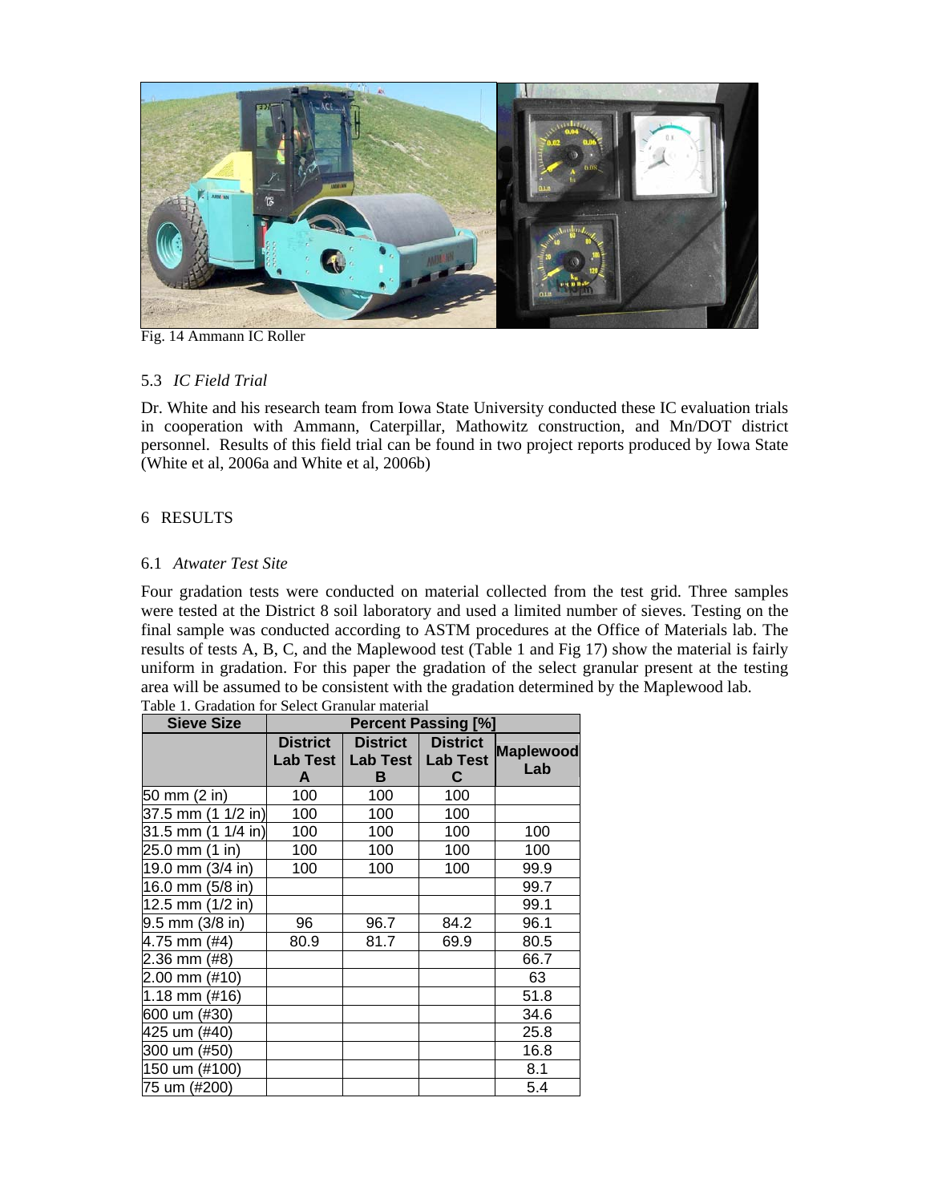Fig. 14 Ammann IC Roller

### 5.3 *IC Field Trial*

Dr. White and his research team from Iowa State University conducted these IC evaluation trials in cooperation with Ammann, Caterpillar, Mathowitz construction, and Mn/DOT district personnel. Results of this field trial can be found in two project reports produced by Iowa State (White et al, 2006a and White et al, 2006b)

## 6 RESULTS

### 6.1 *Atwater Test Site*

Four gradation tests were conducted on material collected from the test grid. Three samples were tested at the District 8 soil laboratory and used a limited number of sieves. Testing on the final sample was conducted according to ASTM procedures at the Office of Materials lab. The results of tests A, B, C, and the Maplewood test (Table 1 and Fig 17) show the material is fairly uniform in gradation. For this paper the gradation of the select granular present at the testing area will be assumed to be consistent with the gradation determined by the Maplewood lab.

Table 1. Gradation for Select Granular material

| Sieve Size | Percent Passing [%] | | | |
|---|---|---|---|---|
| | District Lab Test A | District Lab Test B | District Lab Test C | Maplewood Lab |
| 50 mm (2 in) | 100 | 100 | 100 | |
| 37.5 mm (1 1/2 in) | 100 | 100 | 100 | |
| 31.5 mm (1 1/4 in) | 100 | 100 | 100 | 100 |
| 25.0 mm (1 in) | 100 | 100 | 100 | 100 |
| 19.0 mm (3/4 in) | 100 | 100 | 100 | 99.9 |
| 16.0 mm (5/8 in) | | | | 99.7 |
| 12.5 mm (1/2 in) | | | | 99.1 |
| 9.5 mm (3/8 in) | 96 | 96.7 | 84.2 | 96.1 |
| 4.75 mm (#4) | 80.9 | 81.7 | 69.9 | 80.5 |
| 2.36 mm (#8) | | | | 66.7 |
| 2.00 mm (#10) | | | | 63 |
| 1.18 mm (#16) | | | | 51.8 |
| 600 um (#30) | | | | 34.6 |
| 425 um (#40) | | | | 25.8 |
| 300 um (#50) | | | | 16.8 |
| 150 um (#100) | | | | 8.1 |
| 75 um (#200) | | | | 5.4 |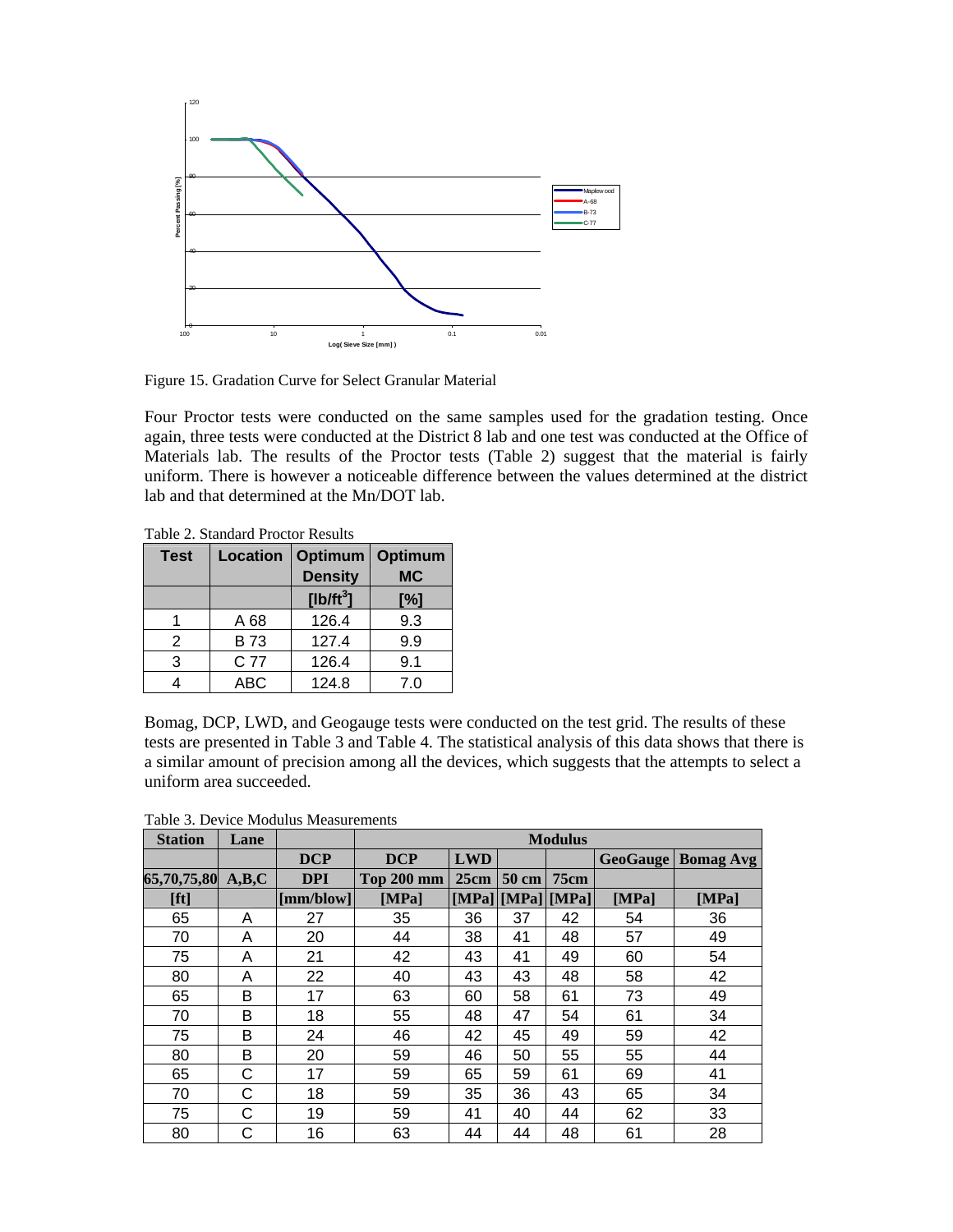Figure 15. Gradation Curve for Select Granular Material

Four Proctor tests were conducted on the same samples used for the gradation testing. Once again, three tests were conducted at the District 8 lab and one test was conducted at the Office of Materials lab. The results of the Proctor tests (Table 2) suggest that the material is fairly uniform. There is however a noticeable difference between the values determined at the district lab and that determined at the Mn/DOT lab.

Table 2. Standard Proctor Results

| Test | Location | Optimum Density | Optimum MC |
|---|---|---|---|
| | | [lb/ft$^3$] | [%] |
| 1 | A 68 | 126.4 | 9.3 |
| 2 | B 73 | 127.4 | 9.9 |
| 3 | C 77 | 126.4 | 9.1 |
| 4 | ABC | 124.8 | 7.0 |

Bomag, DCP, LWD, and Geogauge tests were conducted on the test grid. The results of these tests are presented in Table 3 and Table 4. The statistical analysis of this data shows that there is a similar amount of precision among all the devices, which suggests that the attempts to select a uniform area succeeded.

Table 3. Device Modulus Measurements

| Station | Lane | | Modulus | | | | | |
|---|---|---|---|---|---|---|---|---|
| | | DCP | DCP | LWD | | | GeoGauge | Bomag Avg |
| 65,70,75,80 | A,B,C | DPI | Top 200 mm | 25cm | 50 cm | 75cm | | |
| [ft] | | [mm/blow] | [MPa] | [MPa] | [MPa] | [MPa] | [MPa] | [MPa] |
| 65 | A | 27 | 35 | 36 | 37 | 42 | 54 | 36 |
| 70 | A | 20 | 44 | 38 | 41 | 48 | 57 | 49 |
| 75 | A | 21 | 42 | 43 | 41 | 49 | 60 | 54 |
| 80 | A | 22 | 40 | 43 | 43 | 48 | 58 | 42 |
| 65 | B | 17 | 63 | 60 | 58 | 61 | 73 | 49 |
| 70 | B | 18 | 55 | 48 | 47 | 54 | 61 | 34 |
| 75 | B | 24 | 46 | 42 | 45 | 49 | 59 | 42 |
| 80 | B | 20 | 59 | 46 | 50 | 55 | 55 | 44 |
| 65 | C | 17 | 59 | 65 | 59 | 61 | 69 | 41 |
| 70 | C | 18 | 59 | 35 | 36 | 43 | 65 | 34 |
| 75 | C | 19 | 59 | 41 | 40 | 44 | 62 | 33 |
| 80 | C | 16 | 63 | 44 | 44 | 48 | 61 | 28 |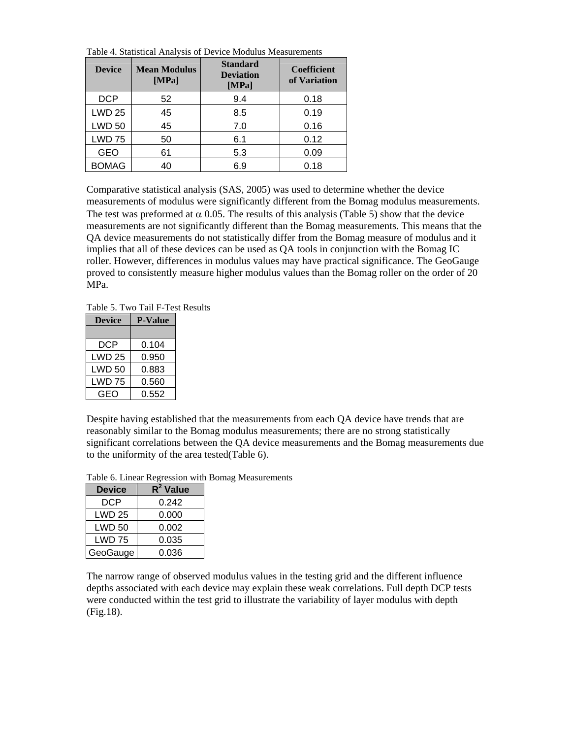Table 4. Statistical Analysis of Device Modulus Measurements

| Device | Mean Modulus [MPa] | Standard Deviation [MPa] | Coefficient of Variation |
|---|---|---|---|
| DCP | 52 | 9.4 | 0.18 |
| LWD 25 | 45 | 8.5 | 0.19 |
| LWD 50 | 45 | 7.0 | 0.16 |
| LWD 75 | 50 | 6.1 | 0.12 |
| GEO | 61 | 5.3 | 0.09 |
| BOMAG | 40 | 6.9 | 0.18 |

Comparative statistical analysis (SAS, 2005) was used to determine whether the device measurements of modulus were significantly different from the Bomag modulus measurements. The test was preformed at $\alpha$ 0.05. The results of this analysis (Table 5) show that the device measurements are not significantly different than the Bomag measurements. This means that the QA device measurements do not statistically differ from the Bomag measure of modulus and it implies that all of these devices can be used as QA tools in conjunction with the Bomag IC roller. However, differences in modulus values may have practical significance. The GeoGauge proved to consistently measure higher modulus values than the Bomag roller on the order of 20 MPa.

Table 5. Two Tail F-Test Results

| Device | P-Value |
|---|---|
| | |
| DCP | 0.104 |
| LWD 25 | 0.950 |
| LWD 50 | 0.883 |
| LWD 75 | 0.560 |
| GEO | 0.552 |

Despite having established that the measurements from each QA device have trends that are reasonably similar to the Bomag modulus measurements; there are no strong statistically significant correlations between the QA device measurements and the Bomag measurements due to the uniformity of the area tested(Table 6).

Table 6. Linear Regression with Bomag Measurements

| Device | $R^2$ Value |
|---|---|
| DCP | 0.242 |
| LWD 25 | 0.000 |
| LWD 50 | 0.002 |
| LWD 75 | 0.035 |
| GeoGauge | 0.036 |

The narrow range of observed modulus values in the testing grid and the different influence depths associated with each device may explain these weak correlations. Full depth DCP tests were conducted within the test grid to illustrate the variability of layer modulus with depth (Fig.18).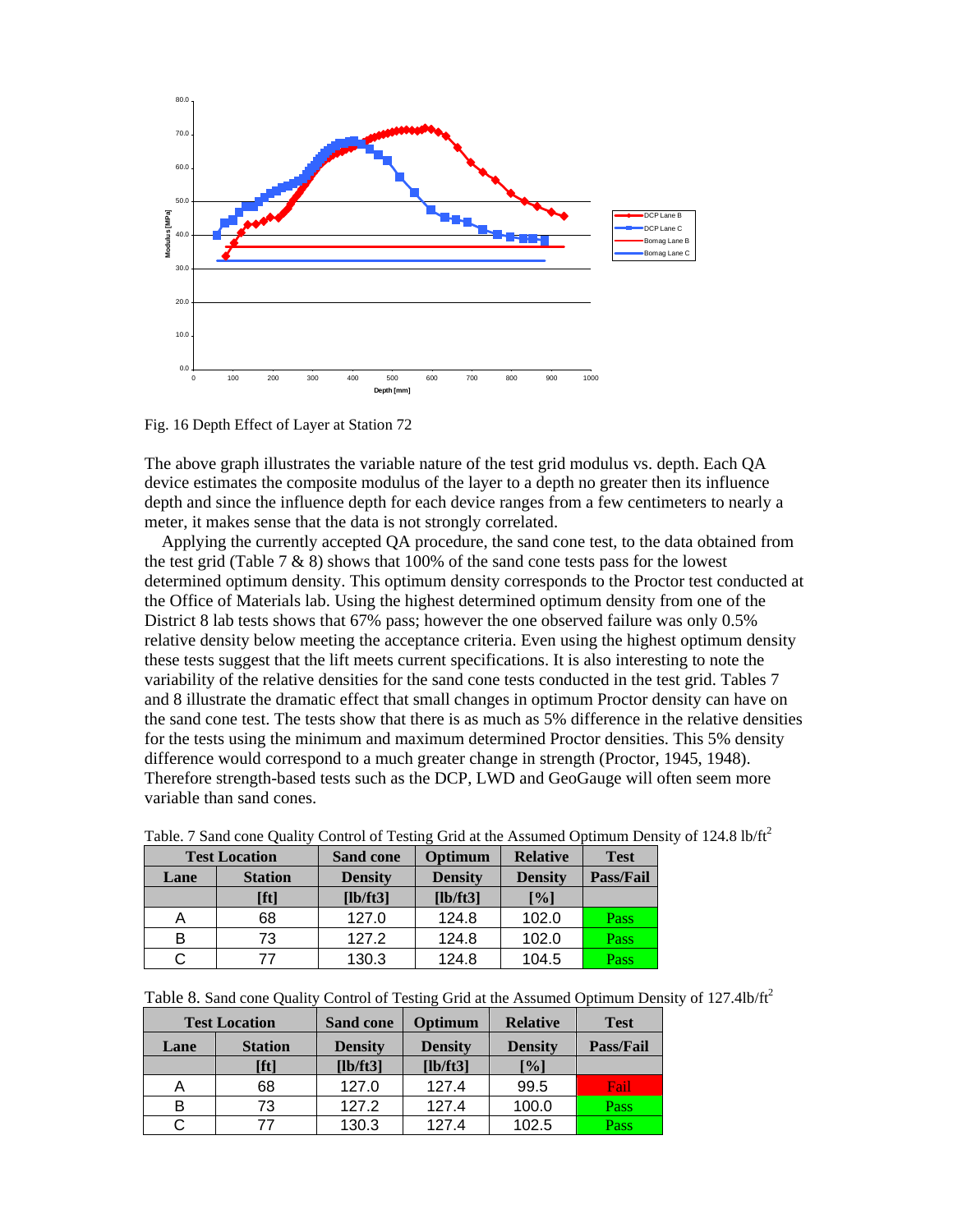Fig. 16 Depth Effect of Layer at Station 72

The above graph illustrates the variable nature of the test grid modulus vs. depth. Each QA device estimates the composite modulus of the layer to a depth no greater then its influence depth and since the influence depth for each device ranges from a few centimeters to nearly a meter, it makes sense that the data is not strongly correlated.

Applying the currently accepted QA procedure, the sand cone test, to the data obtained from the test grid (Table 7 & 8) shows that 100% of the sand cone tests pass for the lowest determined optimum density. This optimum density corresponds to the Proctor test conducted at the Office of Materials lab. Using the highest determined optimum density from one of the District 8 lab tests shows that 67% pass; however the one observed failure was only 0.5% relative density below meeting the acceptance criteria. Even using the highest optimum density these tests suggest that the lift meets current specifications. It is also interesting to note the variability of the relative densities for the sand cone tests conducted in the test grid. Tables 7 and 8 illustrate the dramatic effect that small changes in optimum Proctor density can have on the sand cone test. The tests show that there is as much as 5% difference in the relative densities for the tests using the minimum and maximum determined Proctor densities. This 5% density difference would correspond to a much greater change in strength (Proctor, 1945, 1948). Therefore strength-based tests such as the DCP, LWD and GeoGauge will often seem more variable than sand cones.

Table. 7 Sand cone Quality Control of Testing Grid at the Assumed Optimum Density of 124.8 lb/ft$^2$

| Test Location | | Sand cone | Optimum | Relative | Test |
|---|---|---|---|---|---|
| Lane | Station | Density | Density | Density | Pass/Fail |
| | [ft] | [lb/ft3] | [lb/ft3] | [%] | |
| A | 68 | 127.0 | 124.8 | 102.0 | Pass |
| B | 73 | 127.2 | 124.8 | 102.0 | Pass |
| C | 77 | 130.3 | 124.8 | 104.5 | Pass |

Table 8. Sand cone Quality Control of Testing Grid at the Assumed Optimum Density of 127.4lb/ft$^2$

| Test Location | | Sand cone | Optimum | Relative | Test |
|---|---|---|---|---|---|
| Lane | Station | Density | Density | Density | Pass/Fail |
| | [ft] | [lb/ft3] | [lb/ft3] | [%] | |
| A | 68 | 127.0 | 127.4 | 99.5 | Fail |
| B | 73 | 127.2 | 127.4 | 100.0 | Pass |
| C | 77 | 130.3 | 127.4 | 102.5 | Pass |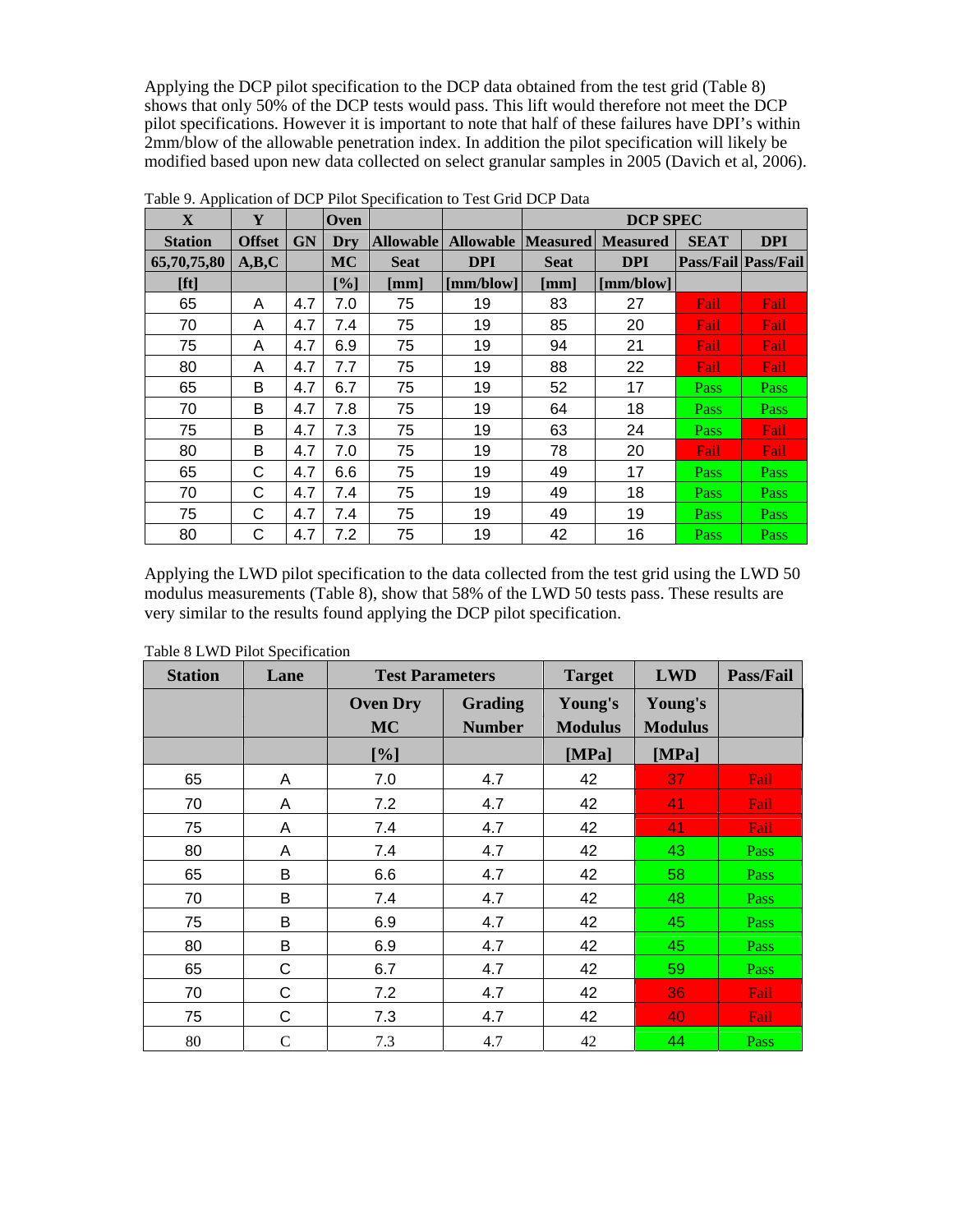Applying the DCP pilot specification to the DCP data obtained from the test grid (Table 8) shows that only 50% of the DCP tests would pass. This lift would therefore not meet the DCP pilot specifications. However it is important to note that half of these failures have DPI's within 2mm/blow of the allowable penetration index. In addition the pilot specification will likely be modified based upon new data collected on select granular samples in 2005 (Davich et al, 2006).

Table 9. Application of DCP Pilot Specification to Test Grid DCP Data

| X | Y | | Oven | | | DCP SPEC | | | |
|---|---|---|---|---|---|---|---|---|---|
| Station | Offset | GN | Dry | Allowable | Allowable | Measured | Measured | SEAT | DPI |
| 65,70,75,80 | A,B,C | | MC | Seat | DPI | Seat | DPI | Pass/Fail | Pass/Fail |
| [ft] | | | [%] | [mm] | [mm/blow] | [mm] | [mm/blow] | | |
| 65 | A | 4.7 | 7.0 | 75 | 19 | 83 | 27 | Fail | Fail |
| 70 | A | 4.7 | 7.4 | 75 | 19 | 85 | 20 | Fail | Fail |
| 75 | A | 4.7 | 6.9 | 75 | 19 | 94 | 21 | Fail | Fail |
| 80 | A | 4.7 | 7.7 | 75 | 19 | 88 | 22 | Fail | Fail |
| 65 | B | 4.7 | 6.7 | 75 | 19 | 52 | 17 | Pass | Pass |
| 70 | B | 4.7 | 7.8 | 75 | 19 | 64 | 18 | Pass | Pass |
| 75 | B | 4.7 | 7.3 | 75 | 19 | 63 | 24 | Pass | Fail |
| 80 | B | 4.7 | 7.0 | 75 | 19 | 78 | 20 | Fail | Fail |
| 65 | C | 4.7 | 6.6 | 75 | 19 | 49 | 17 | Pass | Pass |
| 70 | C | 4.7 | 7.4 | 75 | 19 | 49 | 18 | Pass | Pass |
| 75 | C | 4.7 | 7.4 | 75 | 19 | 49 | 19 | Pass | Pass |
| 80 | C | 4.7 | 7.2 | 75 | 19 | 42 | 16 | Pass | Pass |

Applying the LWD pilot specification to the data collected from the test grid using the LWD 50 modulus measurements (Table 8), show that 58% of the LWD 50 tests pass. These results are very similar to the results found applying the DCP pilot specification.

Table 8 LWD Pilot Specification

| Station | Lane | Test Parameters | | Target | LWD | Pass/Fail |
|---|---|---|---|---|---|---|
| | | Oven Dry MC | Grading Number | Young's Modulus | Young's Modulus | |
| | | [%] | | [MPa] | [MPa] | |
| 65 | A | 7.0 | 4.7 | 42 | 37 | Fail |
| 70 | A | 7.2 | 4.7 | 42 | 41 | Fail |
| 75 | A | 7.4 | 4.7 | 42 | 41 | Fail |
| 80 | A | 7.4 | 4.7 | 42 | 43 | Pass |
| 65 | B | 6.6 | 4.7 | 42 | 58 | Pass |
| 70 | B | 7.4 | 4.7 | 42 | 48 | Pass |
| 75 | B | 6.9 | 4.7 | 42 | 45 | Pass |
| 80 | B | 6.9 | 4.7 | 42 | 45 | Pass |
| 65 | C | 6.7 | 4.7 | 42 | 59 | Pass |
| 70 | C | 7.2 | 4.7 | 42 | 36 | Fail |
| 75 | C | 7.3 | 4.7 | 42 | 40 | Fail |
| 80 | C | 7.3 | 4.7 | 42 | 44 | Pass |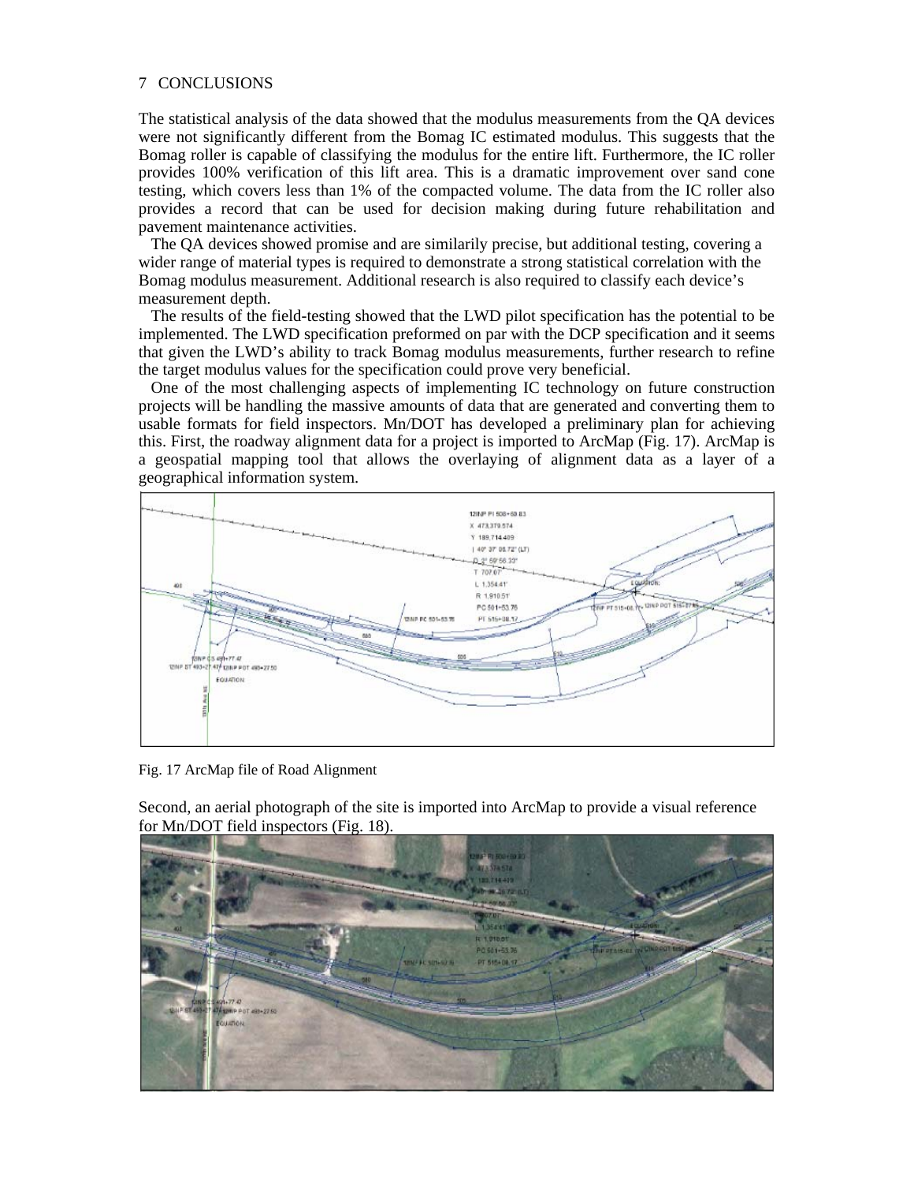## 7 CONCLUSIONS

The statistical analysis of the data showed that the modulus measurements from the QA devices were not significantly different from the Bomag IC estimated modulus. This suggests that the Bomag roller is capable of classifying the modulus for the entire lift. Furthermore, the IC roller provides 100% verification of this lift area. This is a dramatic improvement over sand cone testing, which covers less than 1% of the compacted volume. The data from the IC roller also provides a record that can be used for decision making during future rehabilitation and pavement maintenance activities.

The QA devices showed promise and are similarily precise, but additional testing, covering a wider range of material types is required to demonstrate a strong statistical correlation with the Bomag modulus measurement. Additional research is also required to classify each device's measurement depth.

The results of the field-testing showed that the LWD pilot specification has the potential to be implemented. The LWD specification preformed on par with the DCP specification and it seems that given the LWD's ability to track Bomag modulus measurements, further research to refine the target modulus values for the specification could prove very beneficial.

One of the most challenging aspects of implementing IC technology on future construction projects will be handling the massive amounts of data that are generated and converting them to usable formats for field inspectors. Mn/DOT has developed a preliminary plan for achieving this. First, the roadway alignment data for a project is imported to ArcMap (Fig. 17). ArcMap is a geospatial mapping tool that allows the overlaying of alignment data as a layer of a geographical information system.

Fig. 17 ArcMap file of Road Alignment

Second, an aerial photograph of the site is imported into ArcMap to provide a visual reference for Mn/DOT field inspectors (Fig. 18).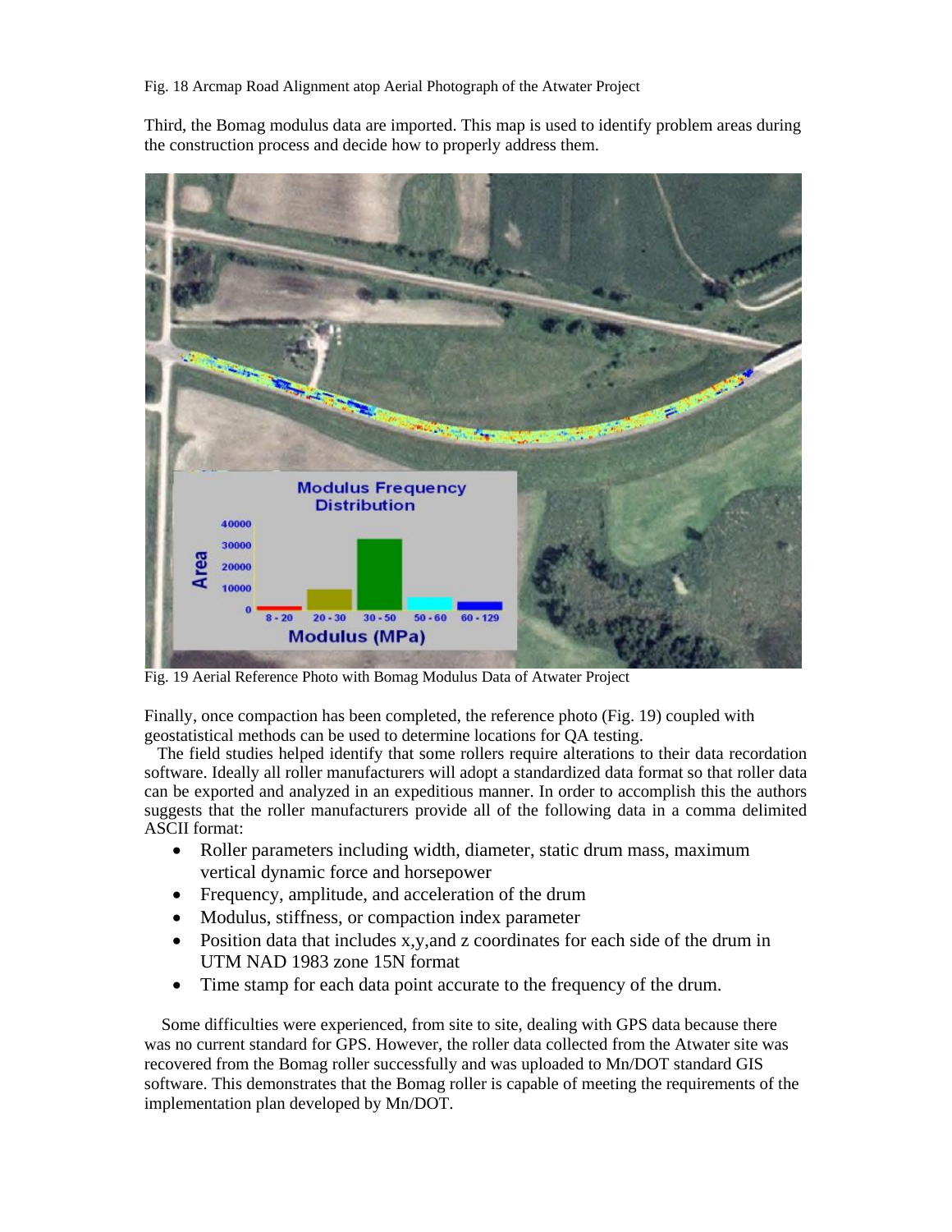Fig. 18 Arcmap Road Alignment atop Aerial Photograph of the Atwater Project

Third, the Bomag modulus data are imported. This map is used to identify problem areas during the construction process and decide how to properly address them.

Fig. 19 Aerial Reference Photo with Bomag Modulus Data of Atwater Project

Finally, once compaction has been completed, the reference photo (Fig. 19) coupled with geostatistical methods can be used to determine locations for QA testing.

The field studies helped identify that some rollers require alterations to their data recordation software. Ideally all roller manufacturers will adopt a standardized data format so that roller data can be exported and analyzed in an expeditious manner. In order to accomplish this the authors suggests that the roller manufacturers provide all of the following data in a comma delimited ASCII format:

- Roller parameters including width, diameter, static drum mass, maximum vertical dynamic force and horsepower
- Frequency, amplitude, and acceleration of the drum
- Modulus, stiffness, or compaction index parameter
- Position data that includes x,y,and z coordinates for each side of the drum in UTM NAD 1983 zone 15N format
- Time stamp for each data point accurate to the frequency of the drum.

Some difficulties were experienced, from site to site, dealing with GPS data because there was no current standard for GPS. However, the roller data collected from the Atwater site was recovered from the Bomag roller successfully and was uploaded to Mn/DOT standard GIS software. This demonstrates that the Bomag roller is capable of meeting the requirements of the implementation plan developed by Mn/DOT.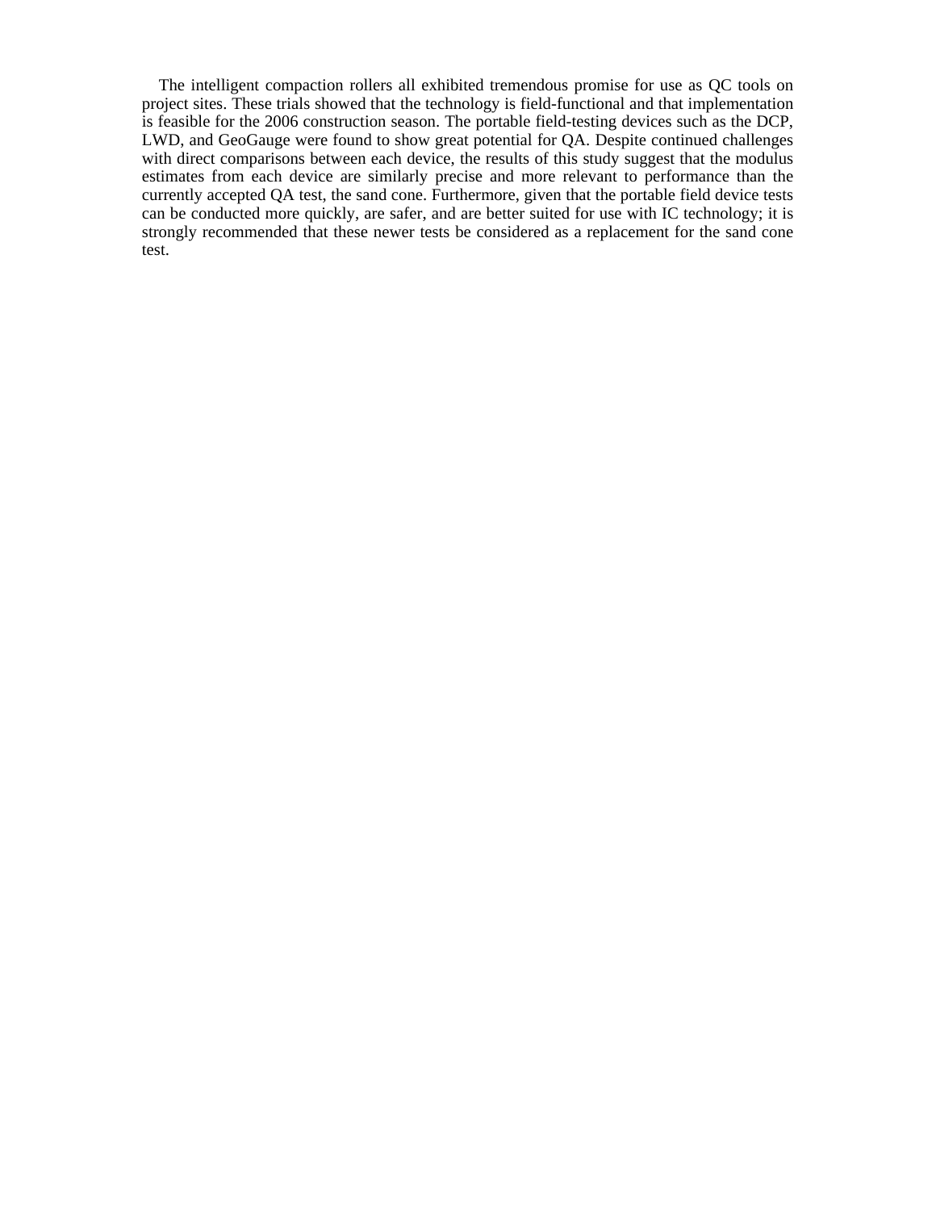The intelligent compaction rollers all exhibited tremendous promise for use as QC tools on project sites. These trials showed that the technology is field-functional and that implementation is feasible for the 2006 construction season. The portable field-testing devices such as the DCP, LWD, and GeoGauge were found to show great potential for QA. Despite continued challenges with direct comparisons between each device, the results of this study suggest that the modulus estimates from each device are similarly precise and more relevant to performance than the currently accepted QA test, the sand cone. Furthermore, given that the portable field device tests can be conducted more quickly, are safer, and are better suited for use with IC technology; it is strongly recommended that these newer tests be considered as a replacement for the sand cone test.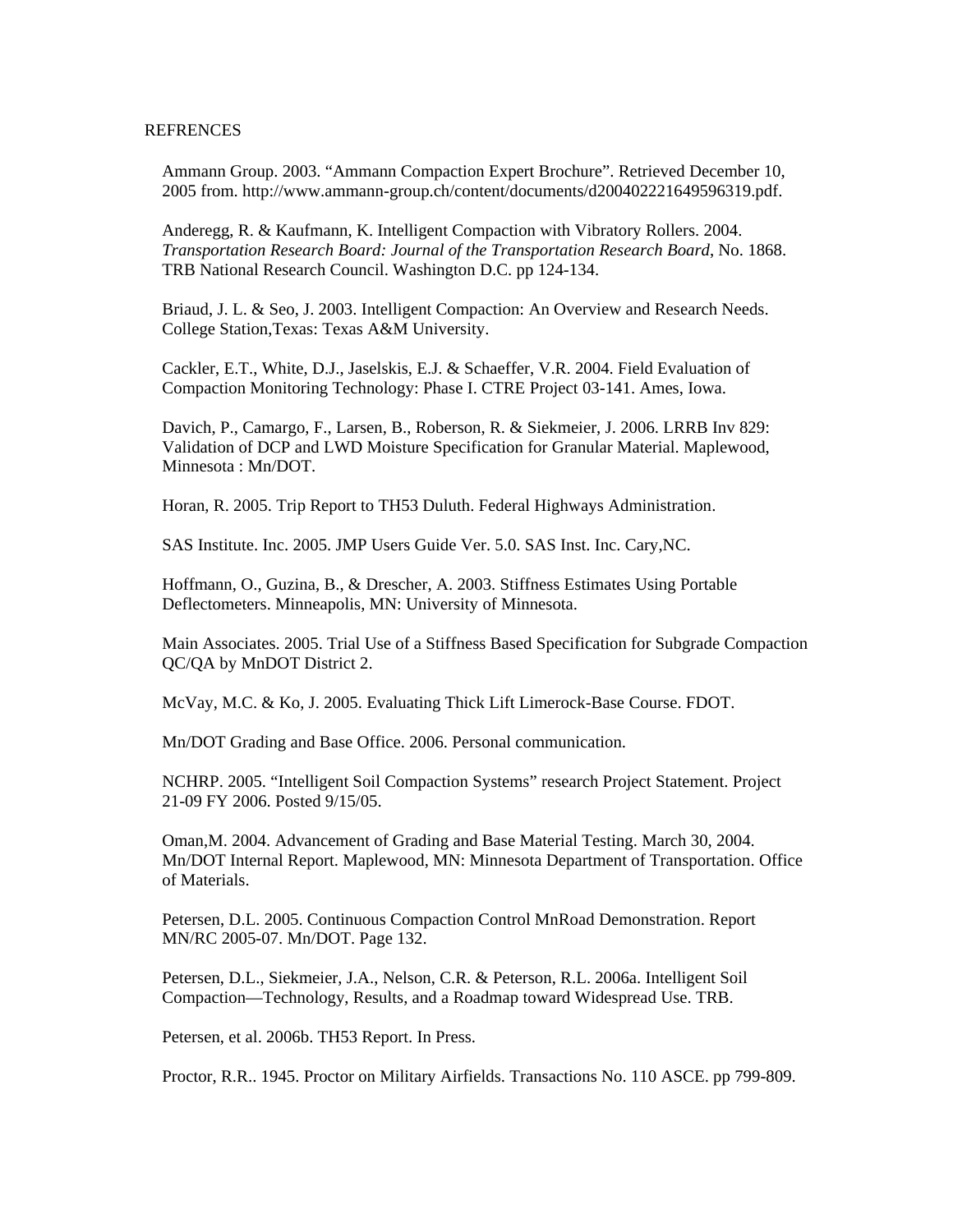REFRENCES

Ammann Group. 2003. “Ammann Compaction Expert Brochure”. Retrieved December 10, 2005 from. http://www.ammann-group.ch/content/documents/d200402221649596319.pdf.

Anderegg, R. & Kaufmann, K. Intelligent Compaction with Vibratory Rollers. 2004. *Transportation Research Board: Journal of the Transportation Research Board*, No. 1868. TRB National Research Council. Washington D.C. pp 124-134.

Briaud, J. L. & Seo, J. 2003. Intelligent Compaction: An Overview and Research Needs. College Station,Texas: Texas A&M University.

Cackler, E.T., White, D.J., Jaselskis, E.J. & Schaeffer, V.R. 2004. Field Evaluation of Compaction Monitoring Technology: Phase I. CTRE Project 03-141. Ames, Iowa.

Davich, P., Camargo, F., Larsen, B., Roberson, R. & Siekmeier, J. 2006. LRRB Inv 829: Validation of DCP and LWD Moisture Specification for Granular Material. Maplewood, Minnesota : Mn/DOT.

Horan, R. 2005. Trip Report to TH53 Duluth. Federal Highways Administration.

SAS Institute. Inc. 2005. JMP Users Guide Ver. 5.0. SAS Inst. Inc. Cary,NC.

Hoffmann, O., Guzina, B., & Drescher, A. 2003. Stiffness Estimates Using Portable Deflectometers. Minneapolis, MN: University of Minnesota.

Main Associates. 2005. Trial Use of a Stiffness Based Specification for Subgrade Compaction QC/QA by MnDOT District 2.

McVay, M.C. & Ko, J. 2005. Evaluating Thick Lift Limerock-Base Course. FDOT.

Mn/DOT Grading and Base Office. 2006. Personal communication.

NCHRP. 2005. “Intelligent Soil Compaction Systems” research Project Statement. Project 21-09 FY 2006. Posted 9/15/05.

Oman,M. 2004. Advancement of Grading and Base Material Testing. March 30, 2004. Mn/DOT Internal Report. Maplewood, MN: Minnesota Department of Transportation. Office of Materials.

Petersen, D.L. 2005. Continuous Compaction Control MnRoad Demonstration. Report MN/RC 2005-07. Mn/DOT. Page 132.

Petersen, D.L., Siekmeier, J.A., Nelson, C.R. & Peterson, R.L. 2006a. Intelligent Soil Compaction—Technology, Results, and a Roadmap toward Widespread Use. TRB.

Petersen, et al. 2006b. TH53 Report. In Press.

Proctor, R.R.. 1945. Proctor on Military Airfields. Transactions No. 110 ASCE. pp 799-809.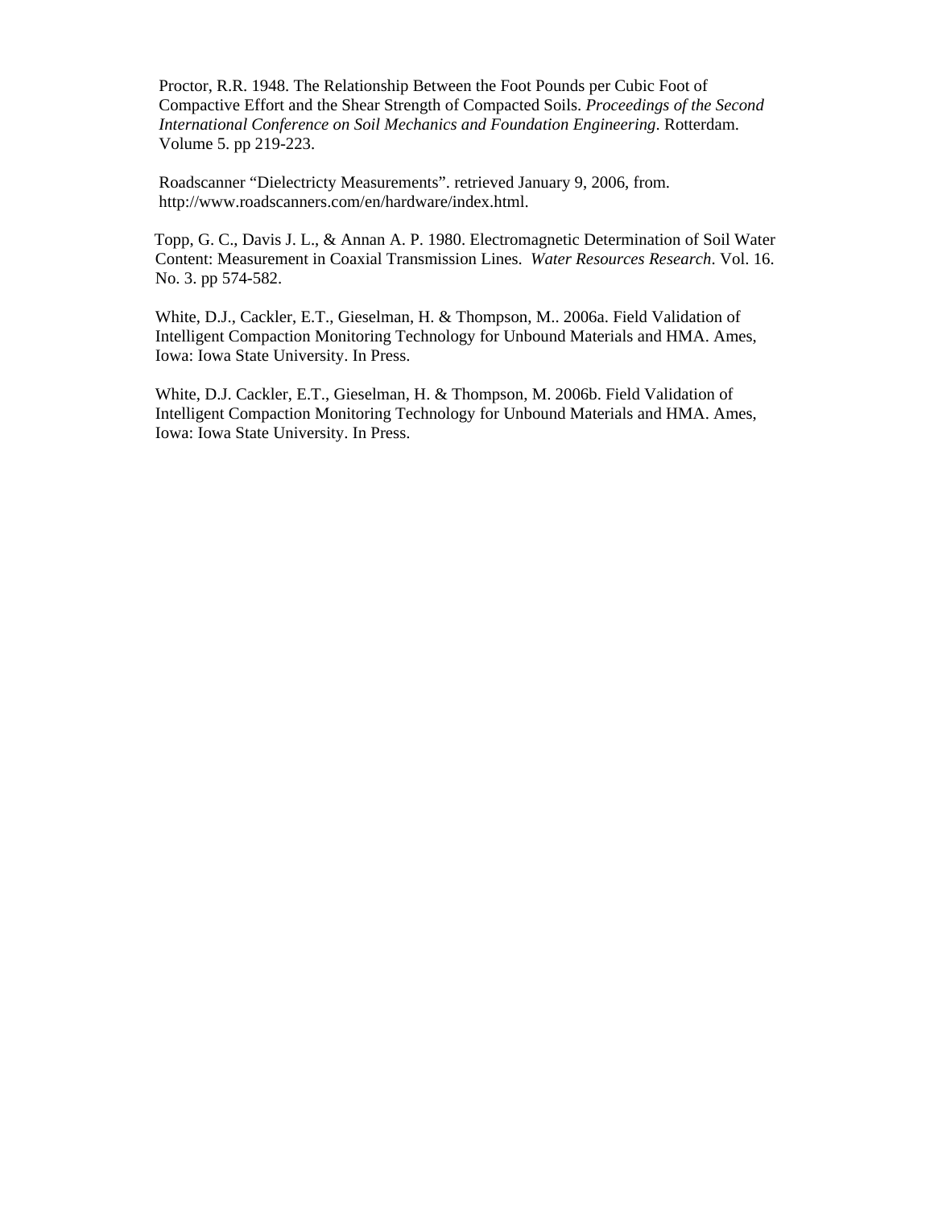Proctor, R.R. 1948. The Relationship Between the Foot Pounds per Cubic Foot of Compactive Effort and the Shear Strength of Compacted Soils. *Proceedings of the Second International Conference on Soil Mechanics and Foundation Engineering*. Rotterdam. Volume 5. pp 219-223.

Roadscanner "Dielectricty Measurements". retrieved January 9, 2006, from. http://www.roadscanners.com/en/hardware/index.html.

Topp, G. C., Davis J. L., & Annan A. P. 1980. Electromagnetic Determination of Soil Water Content: Measurement in Coaxial Transmission Lines. *Water Resources Research*. Vol. 16. No. 3. pp 574-582.

White, D.J., Cackler, E.T., Gieselman, H. & Thompson, M.. 2006a. Field Validation of Intelligent Compaction Monitoring Technology for Unbound Materials and HMA. Ames, Iowa: Iowa State University. In Press.

White, D.J. Cackler, E.T., Gieselman, H. & Thompson, M. 2006b. Field Validation of Intelligent Compaction Monitoring Technology for Unbound Materials and HMA. Ames, Iowa: Iowa State University. In Press.